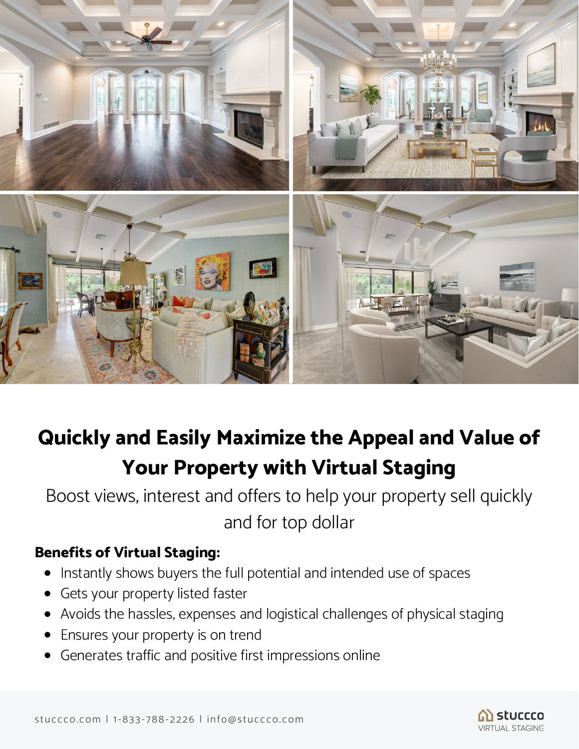# Quickly and Easily Maximize the Appeal and Value of Your Property with Virtual Staging

Boost views, interest and offers to help your property sell quickly and for top dollar

**Benefits of Virtual Staging:**

- Instantly shows buyers the full potential and intended use of spaces
- Gets your property listed faster
- Avoids the hassles, expenses and logistical challenges of physical staging
- Ensures your property is on trend
- Generates traffic and positive first impressions online

stuccco.com | 1-833-788-2226 | info@stuccco.com

stuccco VIRTUAL STAGING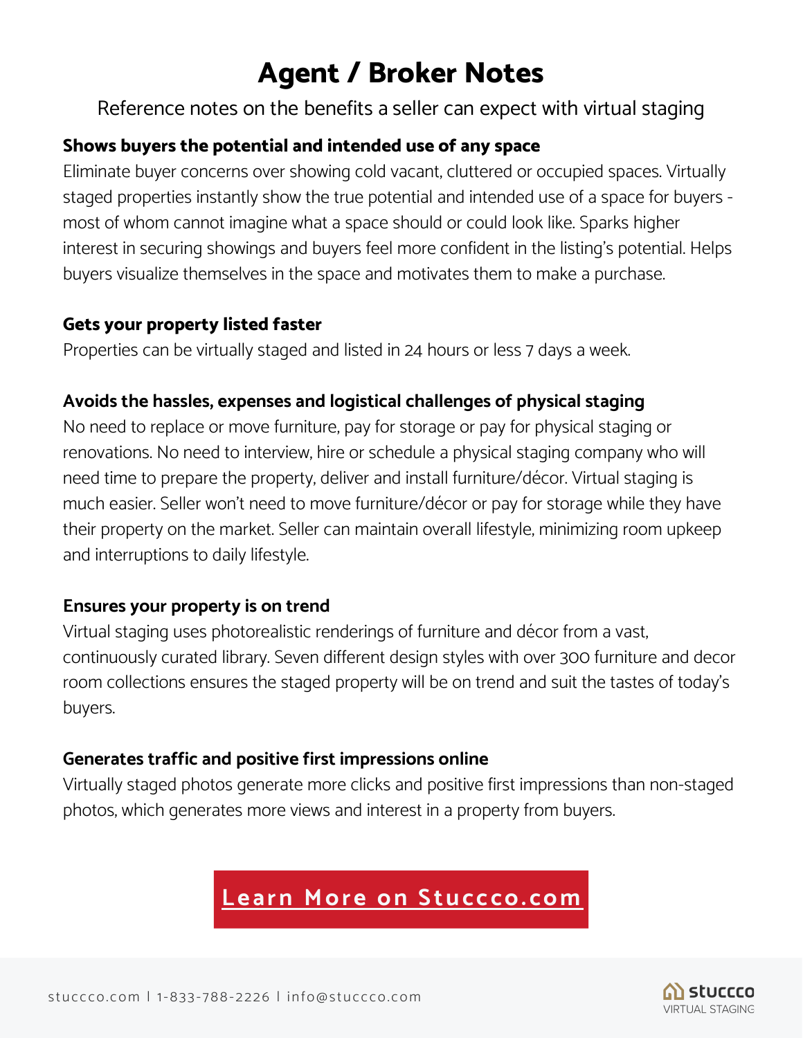# Agent / Broker Notes

Reference notes on the benefits a seller can expect with virtual staging

**Shows buyers the potential and intended use of any space**

Eliminate buyer concerns over showing cold vacant, cluttered or occupied spaces. Virtually staged properties instantly show the true potential and intended use of a space for buyers - most of whom cannot imagine what a space should or could look like. Sparks higher interest in securing showings and buyers feel more confident in the listing's potential. Helps buyers visualize themselves in the space and motivates them to make a purchase.

**Gets your property listed faster**

Properties can be virtually staged and listed in 24 hours or less 7 days a week.

**Avoids the hassles, expenses and logistical challenges of physical staging**

No need to replace or move furniture, pay for storage or pay for physical staging or renovations. No need to interview, hire or schedule a physical staging company who will need time to prepare the property, deliver and install furniture/décor. Virtual staging is much easier. Seller won't need to move furniture/décor or pay for storage while they have their property on the market. Seller can maintain overall lifestyle, minimizing room upkeep and interruptions to daily lifestyle.

**Ensures your property is on trend**

Virtual staging uses photorealistic renderings of furniture and décor from a vast, continuously curated library. Seven different design styles with over 300 furniture and decor room collections ensures the staged property will be on trend and suit the tastes of today's buyers.

**Generates traffic and positive first impressions online**

Virtually staged photos generate more clicks and positive first impressions than non-staged photos, which generates more views and interest in a property from buyers.

Learn More on Stuccco.com

stuccco.com | 1-833-788-2226 | info@stuccco.com

stuccco VIRTUAL STAGING